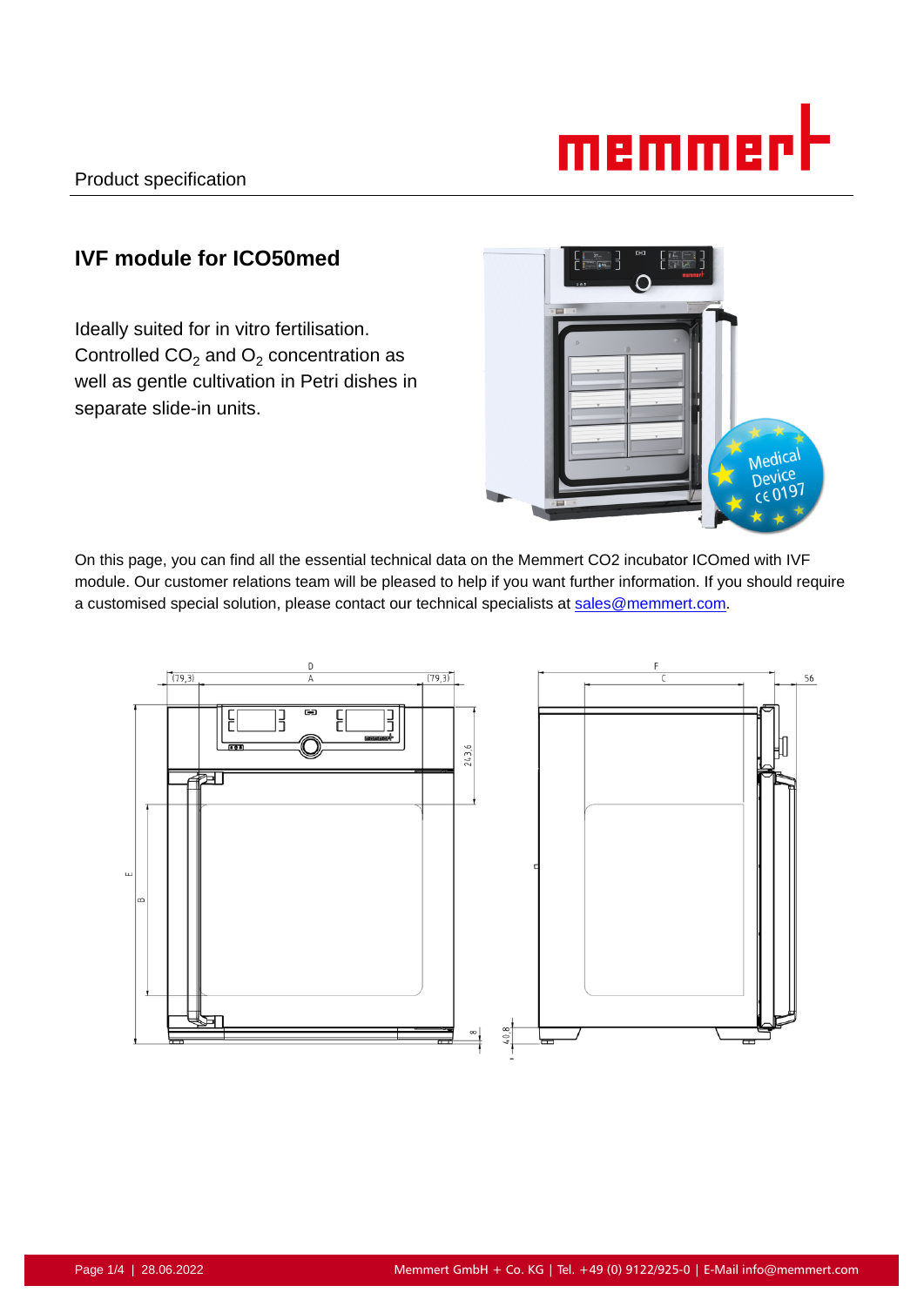Product specification

# IVF module for ICO50med

Ideally suited for in vitro fertilisation. Controlled $CO_2$ and $O_2$ concentration as well as gentle cultivation in Petri dishes in separate slide-in units.

On this page, you can find all the essential technical data on the Memmert CO2 incubator ICOmed with IVF module. Our customer relations team will be pleased to help if you want further information. If you should require a customised special solution, please contact our technical specialists at sales@memmert.com.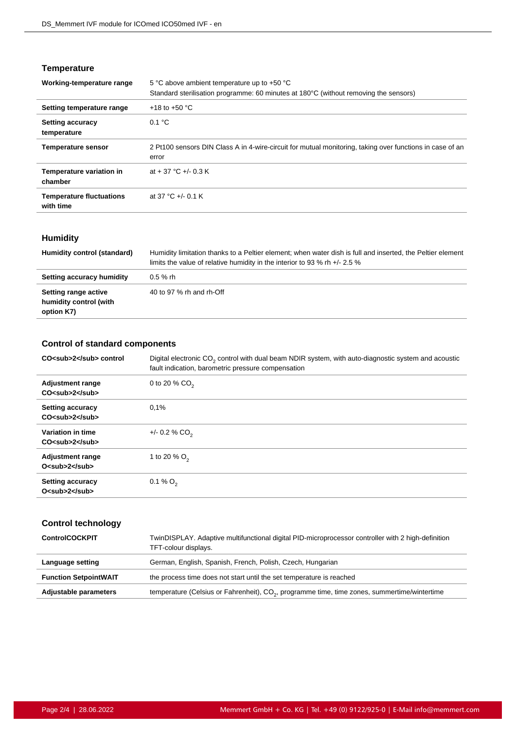## Temperature

| | |
|---|---|
| **Working-temperature range** | 5 °C above ambient temperature up to +50 °C<br>Standard sterilisation programme: 60 minutes at 180°C (without removing the sensors) |
| **Setting temperature range** | +18 to +50 °C |
| **Setting accuracy temperature** | 0.1 °C |
| **Temperature sensor** | 2 Pt100 sensors DIN Class A in 4-wire-circuit for mutual monitoring, taking over functions in case of an error |
| **Temperature variation in chamber** | at + 37 °C +/- 0.3 K |
| **Temperature fluctuations with time** | at 37 °C +/- 0.1 K |

## Humidity

| | |
|---|---|
| **Humidity control (standard)** | Humidity limitation thanks to a Peltier element; when water dish is full and inserted, the Peltier element limits the value of relative humidity in the interior to 93 % rh +/- 2.5 % |
| **Setting accuracy humidity** | 0.5 % rh |
| **Setting range active humidity control (with option K7)** | 40 to 97 % rh and rh-Off |

## Control of standard components

| | |
|---|---|
| **$CO_2$ control** | Digital electronic $CO_2$ control with dual beam NDIR system, with auto-diagnostic system and acoustic fault indication, barometric pressure compensation |
| **Adjustment range $CO_2$** | 0 to 20 % $CO_2$ |
| **Setting accuracy $CO_2$** | 0,1% |
| **Variation in time $CO_2$** | +/- 0.2 % $CO_2$ |
| **Adjustment range $O_2$** | 1 to 20 % $O_2$ |
| **Setting accuracy $O_2$** | 0.1 % $O_2$ |

## Control technology

| | |
|---|---|
| **ControlCOCKPIT** | TwinDISPLAY. Adaptive multifunctional digital PID-microprocessor controller with 2 high-definition TFT-colour displays. |
| **Language setting** | German, English, Spanish, French, Polish, Czech, Hungarian |
| **Function SetpointWAIT** | the process time does not start until the set temperature is reached |
| **Adjustable parameters** | temperature (Celsius or Fahrenheit), $CO_2$, programme time, time zones, summertime/wintertime |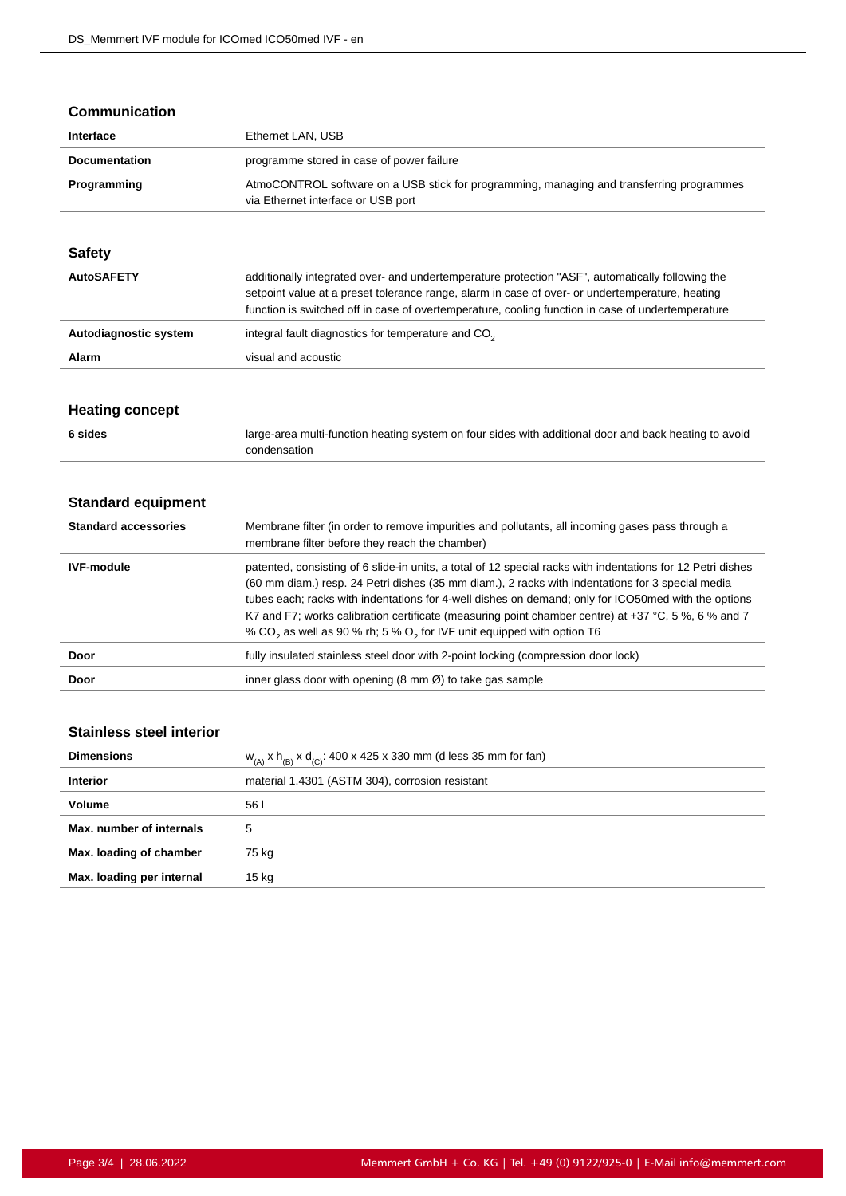## Communication

| | |
|---|---|
| **Interface** | Ethernet LAN, USB |
| **Documentation** | programme stored in case of power failure |
| **Programming** | AtmoCONTROL software on a USB stick for programming, managing and transferring programmes via Ethernet interface or USB port |

## Safety

| | |
|---|---|
| **AutoSAFETY** | additionally integrated over- and undertemperature protection "ASF", automatically following the setpoint value at a preset tolerance range, alarm in case of over- or undertemperature, heating function is switched off in case of overtemperature, cooling function in case of undertemperature |
| **Autodiagnostic system** | integral fault diagnostics for temperature and $CO_2$ |
| **Alarm** | visual and acoustic |

## Heating concept

| | |
|---|---|
| **6 sides** | large-area multi-function heating system on four sides with additional door and back heating to avoid condensation |

## Standard equipment

| | |
|---|---|
| **Standard accessories** | Membrane filter (in order to remove impurities and pollutants, all incoming gases pass through a membrane filter before they reach the chamber) |
| **IVF-module** | patented, consisting of 6 slide-in units, a total of 12 special racks with indentations for 12 Petri dishes (60 mm diam.) resp. 24 Petri dishes (35 mm diam.), 2 racks with indentations for 3 special media tubes each; racks with indentations for 4-well dishes on demand; only for ICO50med with the options K7 and F7; works calibration certificate (measuring point chamber centre) at +37 °C, 5 %, 6 % and 7 % $CO_2$ as well as 90 % rh; 5 % $O_2$ for IVF unit equipped with option T6 |
| **Door** | fully insulated stainless steel door with 2-point locking (compression door lock) |
| **Door** | inner glass door with opening (8 mm Ø) to take gas sample |

## Stainless steel interior

| | |
|---|---|
| **Dimensions** | $w_{(A)}$ x $h_{(B)}$ x $d_{(C)}$: 400 x 425 x 330 mm (d less 35 mm for fan) |
| **Interior** | material 1.4301 (ASTM 304), corrosion resistant |
| **Volume** | 56 l |
| **Max. number of internals** | 5 |
| **Max. loading of chamber** | 75 kg |
| **Max. loading per internal** | 15 kg |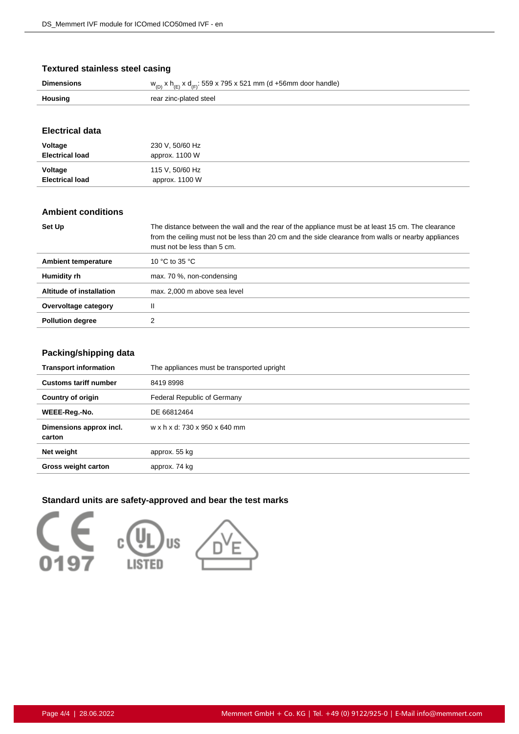## Textured stainless steel casing

| | |
|---|---|
| **Dimensions** | $w_{(D)} \times h_{(E)} \times d_{(F)}$: 559 x 795 x 521 mm (d +56mm door handle) |
| **Housing** | rear zinc-plated steel |

## Electrical data

| | |
|---|---|
| **Voltage**<br>**Electrical load** | 230 V, 50/60 Hz<br>approx. 1100 W |
| **Voltage**<br>**Electrical load** | 115 V, 50/60 Hz<br>approx. 1100 W |

## Ambient conditions

| | |
|---|---|
| **Set Up** | The distance between the wall and the rear of the appliance must be at least 15 cm. The clearance from the ceiling must not be less than 20 cm and the side clearance from walls or nearby appliances must not be less than 5 cm. |
| **Ambient temperature** | 10 °C to 35 °C |
| **Humidity rh** | max. 70 %, non-condensing |
| **Altitude of installation** | max. 2,000 m above sea level |
| **Overvoltage category** | II |
| **Pollution degree** | 2 |

## Packing/shipping data

| | |
|---|---|
| **Transport information** | The appliances must be transported upright |
| **Customs tariff number** | 8419 8998 |
| **Country of origin** | Federal Republic of Germany |
| **WEEE-Reg.-No.** | DE 66812464 |
| **Dimensions approx incl. carton** | w x h x d: 730 x 950 x 640 mm |
| **Net weight** | approx. 55 kg |
| **Gross weight carton** | approx. 74 kg |

## Standard units are safety-approved and bear the test marks

CE 0197

c UL us LISTED

DVE